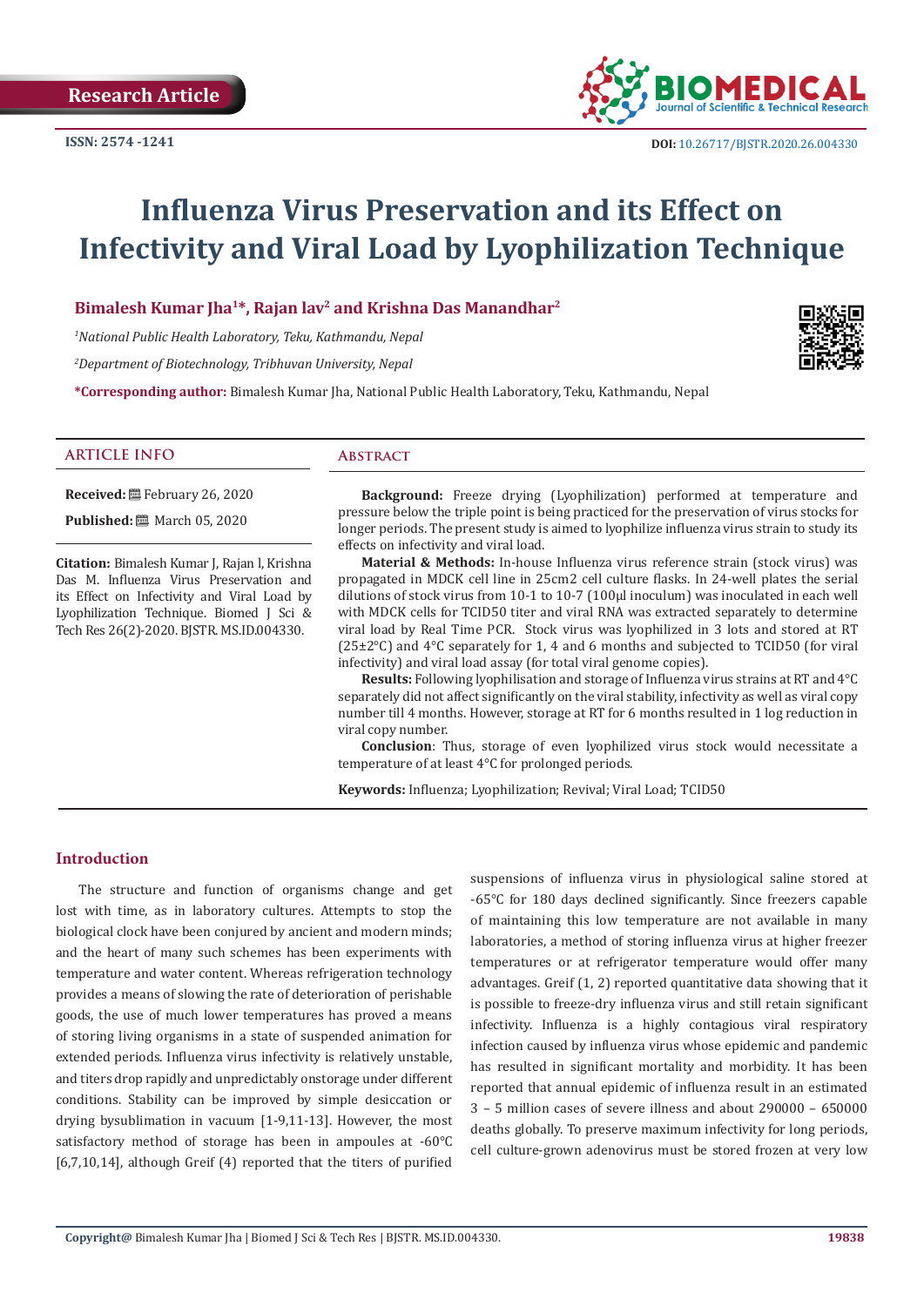Research Article

ISSN: 2574 -1241

DOI: 10.26717/BJSTR.2020.26.004330

# Influenza Virus Preservation and its Effect on Infectivity and Viral Load by Lyophilization Technique

**Bimalesh Kumar Jha[1]*, Rajan lav[2] and Krishna Das Manandhar[2]**

[1]*National Public Health Laboratory, Teku, Kathmandu, Nepal*

[2]*Department of Biotechnology, Tribhuvan University, Nepal*

***Corresponding author:** Bimalesh Kumar Jha, National Public Health Laboratory, Teku, Kathmandu, Nepal

## ARTICLE INFO

**Received:** February 26, 2020

**Published:** March 05, 2020

**Citation:** Bimalesh Kumar J, Rajan l, Krishna Das M. Influenza Virus Preservation and its Effect on Infectivity and Viral Load by Lyophilization Technique. Biomed J Sci & Tech Res 26(2)-2020. BJSTR. MS.ID.004330.

## Abstract

**Background:** Freeze drying (Lyophilization) performed at temperature and pressure below the triple point is being practiced for the preservation of virus stocks for longer periods. The present study is aimed to lyophilize influenza virus strain to study its effects on infectivity and viral load.

**Material & Methods:** In-house Influenza virus reference strain (stock virus) was propagated in MDCK cell line in 25cm2 cell culture flasks. In 24-well plates the serial dilutions of stock virus from 10-1 to 10-7 (100µl inoculum) was inoculated in each well with MDCK cells for TCID50 titer and viral RNA was extracted separately to determine viral load by Real Time PCR. Stock virus was lyophilized in 3 lots and stored at RT (25±2°C) and 4°C separately for 1, 4 and 6 months and subjected to TCID50 (for viral infectivity) and viral load assay (for total viral genome copies).

**Results:** Following lyophilisation and storage of Influenza virus strains at RT and 4°C separately did not affect significantly on the viral stability, infectivity as well as viral copy number till 4 months. However, storage at RT for 6 months resulted in 1 log reduction in viral copy number.

**Conclusion**: Thus, storage of even lyophilized virus stock would necessitate a temperature of at least 4°C for prolonged periods.

**Keywords:** Influenza; Lyophilization; Revival; Viral Load; TCID50

## Introduction

The structure and function of organisms change and get lost with time, as in laboratory cultures. Attempts to stop the biological clock have been conjured by ancient and modern minds; and the heart of many such schemes has been experiments with temperature and water content. Whereas refrigeration technology provides a means of slowing the rate of deterioration of perishable goods, the use of much lower temperatures has proved a means of storing living organisms in a state of suspended animation for extended periods. Influenza virus infectivity is relatively unstable, and titers drop rapidly and unpredictably onstorage under different conditions. Stability can be improved by simple desiccation or drying bysublimation in vacuum [1-9,11-13]. However, the most satisfactory method of storage has been in ampoules at -60°C [6,7,10,14], although Greif (4) reported that the titers of purified suspensions of influenza virus in physiological saline stored at -65°C for 180 days declined significantly. Since freezers capable of maintaining this low temperature are not available in many laboratories, a method of storing influenza virus at higher freezer temperatures or at refrigerator temperature would offer many advantages. Greif (1, 2) reported quantitative data showing that it is possible to freeze-dry influenza virus and still retain significant infectivity. Influenza is a highly contagious viral respiratory infection caused by influenza virus whose epidemic and pandemic has resulted in significant mortality and morbidity. It has been reported that annual epidemic of influenza result in an estimated 3 – 5 million cases of severe illness and about 290000 – 650000 deaths globally. To preserve maximum infectivity for long periods, cell culture-grown adenovirus must be stored frozen at very low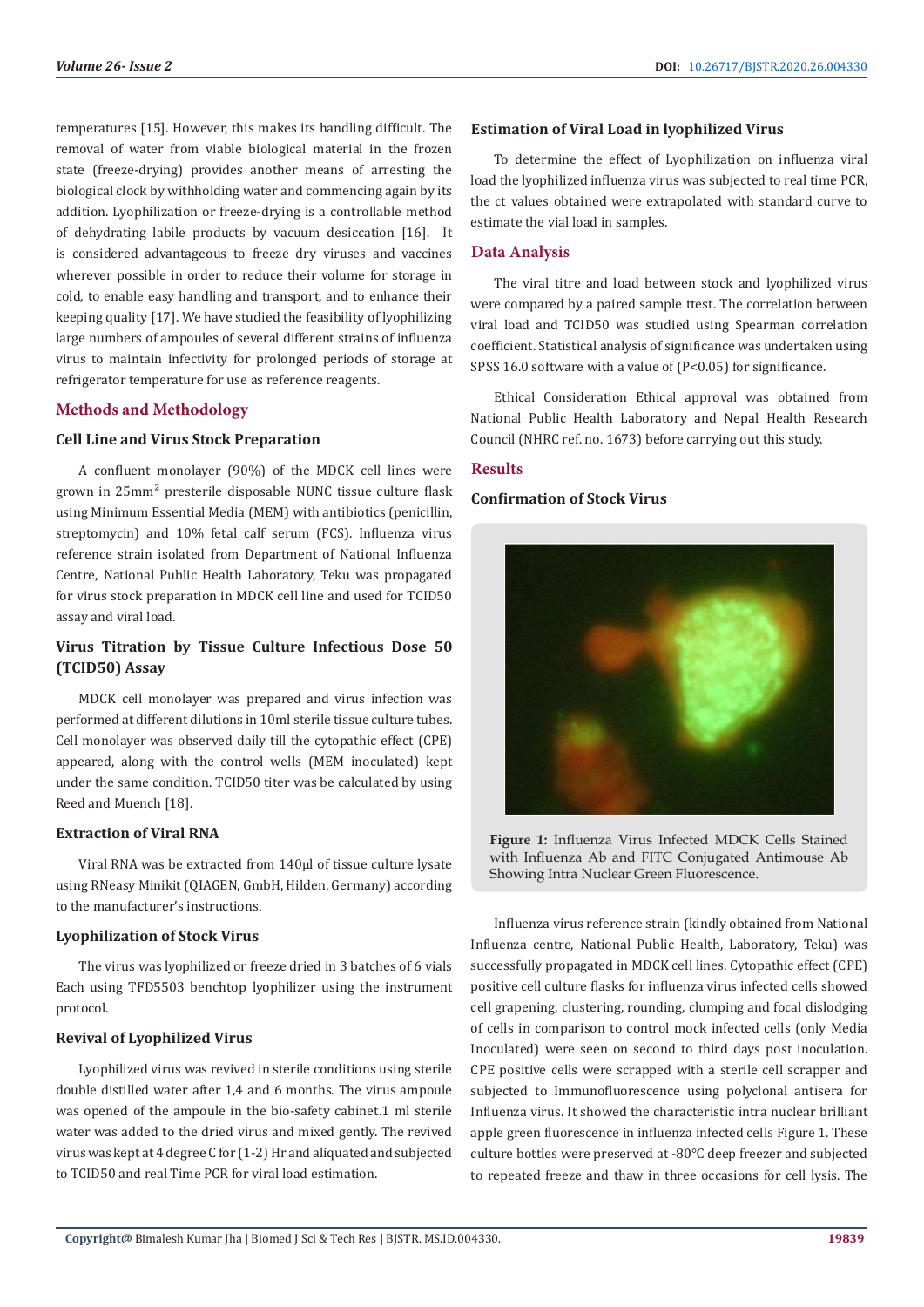temperatures [15]. However, this makes its handling difficult. The removal of water from viable biological material in the frozen state (freeze-drying) provides another means of arresting the biological clock by withholding water and commencing again by its addition. Lyophilization or freeze-drying is a controllable method of dehydrating labile products by vacuum desiccation [16]. It is considered advantageous to freeze dry viruses and vaccines wherever possible in order to reduce their volume for storage in cold, to enable easy handling and transport, and to enhance their keeping quality [17]. We have studied the feasibility of lyophilizing large numbers of ampoules of several different strains of influenza virus to maintain infectivity for prolonged periods of storage at refrigerator temperature for use as reference reagents.

## Methods and Methodology

### Cell Line and Virus Stock Preparation

A confluent monolayer (90%) of the MDCK cell lines were grown in 25mm$^2$ presterile disposable NUNC tissue culture flask using Minimum Essential Media (MEM) with antibiotics (penicillin, streptomycin) and 10% fetal calf serum (FCS). Influenza virus reference strain isolated from Department of National Influenza Centre, National Public Health Laboratory, Teku was propagated for virus stock preparation in MDCK cell line and used for TCID50 assay and viral load.

### Virus Titration by Tissue Culture Infectious Dose 50 (TCID50) Assay

MDCK cell monolayer was prepared and virus infection was performed at different dilutions in 10ml sterile tissue culture tubes. Cell monolayer was observed daily till the cytopathic effect (CPE) appeared, along with the control wells (MEM inoculated) kept under the same condition. TCID50 titer was be calculated by using Reed and Muench [18].

### Extraction of Viral RNA

Viral RNA was be extracted from 140µl of tissue culture lysate using RNeasy Minikit (QIAGEN, GmbH, Hilden, Germany) according to the manufacturer's instructions.

### Lyophilization of Stock Virus

The virus was lyophilized or freeze dried in 3 batches of 6 vials Each using TFD5503 benchtop lyophilizer using the instrument protocol.

### Revival of Lyophilized Virus

Lyophilized virus was revived in sterile conditions using sterile double distilled water after 1,4 and 6 months. The virus ampoule was opened of the ampoule in the bio-safety cabinet.1 ml sterile water was added to the dried virus and mixed gently. The revived virus was kept at 4 degree C for (1-2) Hr and aliquated and subjected to TCID50 and real Time PCR for viral load estimation.

### Estimation of Viral Load in lyophilized Virus

To determine the effect of Lyophilization on influenza viral load the lyophilized influenza virus was subjected to real time PCR, the ct values obtained were extrapolated with standard curve to estimate the vial load in samples.

## Data Analysis

The viral titre and load between stock and lyophilized virus were compared by a paired sample ttest. The correlation between viral load and TCID50 was studied using Spearman correlation coefficient. Statistical analysis of significance was undertaken using SPSS 16.0 software with a value of ($P<0.05$) for significance.

Ethical Consideration Ethical approval was obtained from National Public Health Laboratory and Nepal Health Research Council (NHRC ref. no. 1673) before carrying out this study.

## Results

### Confirmation of Stock Virus

**Figure 1:** Influenza Virus Infected MDCK Cells Stained with Influenza Ab and FITC Conjugated Antimouse Ab Showing Intra Nuclear Green Fluorescence.

Influenza virus reference strain (kindly obtained from National Influenza centre, National Public Health, Laboratory, Teku) was successfully propagated in MDCK cell lines. Cytopathic effect (CPE) positive cell culture flasks for influenza virus infected cells showed cell grapening, clustering, rounding, clumping and focal dislodging of cells in comparison to control mock infected cells (only Media Inoculated) were seen on second to third days post inoculation. CPE positive cells were scrapped with a sterile cell scrapper and subjected to Immunofluorescence using polyclonal antisera for Influenza virus. It showed the characteristic intra nuclear brilliant apple green fluorescence in influenza infected cells Figure 1. These culture bottles were preserved at -80°C deep freezer and subjected to repeated freeze and thaw in three occasions for cell lysis. The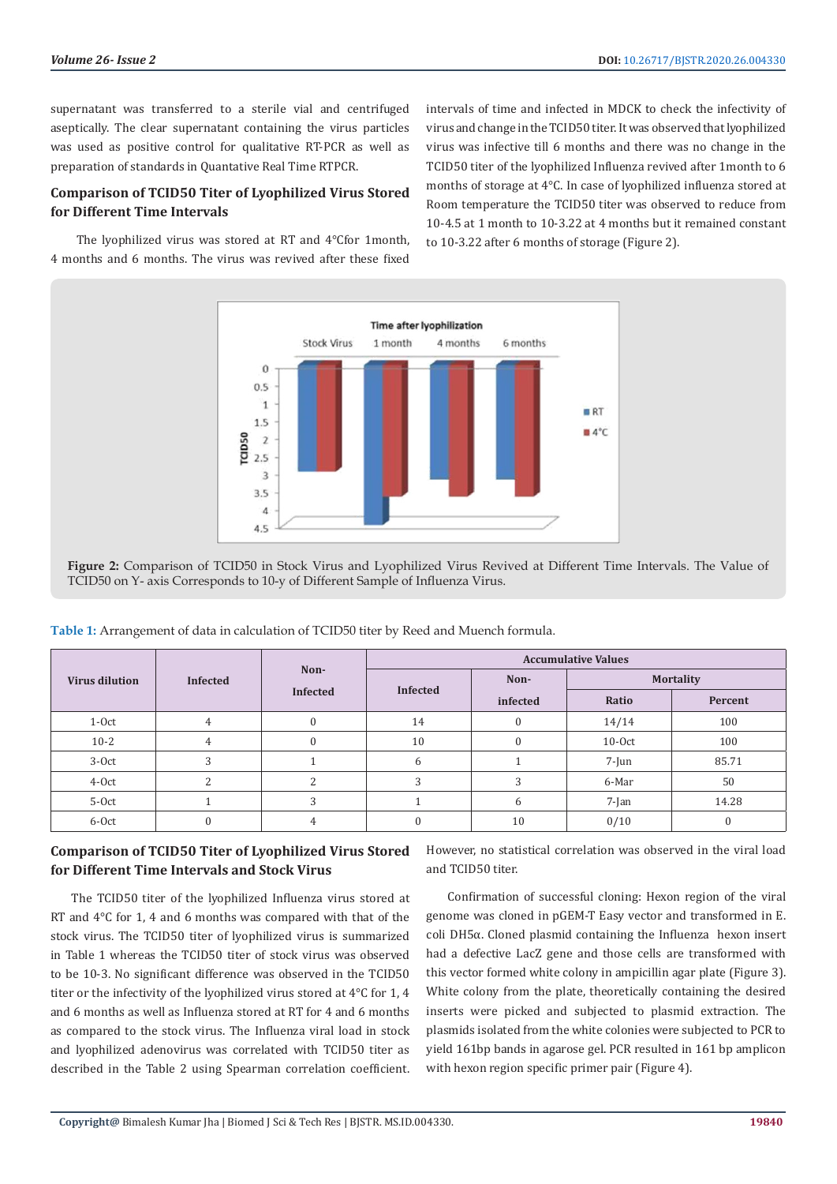supernatant was transferred to a sterile vial and centrifuged aseptically. The clear supernatant containing the virus particles was used as positive control for qualitative RT-PCR as well as preparation of standards in Quantative Real Time RTPCR.

## Comparison of TCID50 Titer of Lyophilized Virus Stored for Different Time Intervals

The lyophilized virus was stored at RT and 4°Cfor 1month, 4 months and 6 months. The virus was revived after these fixed intervals of time and infected in MDCK to check the infectivity of virus and change in the TCID50 titer. It was observed that lyophilized virus was infective till 6 months and there was no change in the TCID50 titer of the lyophilized Influenza revived after 1month to 6 months of storage at 4°C. In case of lyophilized influenza stored at Room temperature the TCID50 titer was observed to reduce from 10-4.5 at 1 month to 10-3.22 at 4 months but it remained constant to 10-3.22 after 6 months of storage (Figure 2).

**Figure 2:** Comparison of TCID50 in Stock Virus and Lyophilized Virus Revived at Different Time Intervals. The Value of TCID50 on Y- axis Corresponds to 10-y of Different Sample of Influenza Virus.

**Table 1:** Arrangement of data in calculation of TCID50 titer by Reed and Muench formula.

| Virus dilution | Infected | Non-Infected | Accumulative Values | | | |
|---|---|---|---|---|---|---|
| | | | Infected | Non-infected | Mortality | |
| | | | | | Ratio | Percent |
| 1-Oct | 4 | 0 | 14 | 0 | 14/14 | 100 |
| 10-2 | 4 | 0 | 10 | 0 | 10-Oct | 100 |
| 3-Oct | 3 | 1 | 6 | 1 | 7-Jun | 85.71 |
| 4-Oct | 2 | 2 | 3 | 3 | 6-Mar | 50 |
| 5-Oct | 1 | 3 | 1 | 6 | 7-Jan | 14.28 |
| 6-Oct | 0 | 4 | 0 | 10 | 0/10 | 0 |

## Comparison of TCID50 Titer of Lyophilized Virus Stored for Different Time Intervals and Stock Virus

The TCID50 titer of the lyophilized Influenza virus stored at RT and 4°C for 1, 4 and 6 months was compared with that of the stock virus. The TCID50 titer of lyophilized virus is summarized in Table 1 whereas the TCID50 titer of stock virus was observed to be 10-3. No significant difference was observed in the TCID50 titer or the infectivity of the lyophilized virus stored at 4°C for 1, 4 and 6 months as well as Influenza stored at RT for 4 and 6 months as compared to the stock virus. The Influenza viral load in stock and lyophilized adenovirus was correlated with TCID50 titer as described in the Table 2 using Spearman correlation coefficient. However, no statistical correlation was observed in the viral load and TCID50 titer.

Confirmation of successful cloning: Hexon region of the viral genome was cloned in pGEM-T Easy vector and transformed in E. coli DH5α. Cloned plasmid containing the Influenza hexon insert had a defective LacZ gene and those cells are transformed with this vector formed white colony in ampicillin agar plate (Figure 3). White colony from the plate, theoretically containing the desired inserts were picked and subjected to plasmid extraction. The plasmids isolated from the white colonies were subjected to PCR to yield 161bp bands in agarose gel. PCR resulted in 161 bp amplicon with hexon region specific primer pair (Figure 4).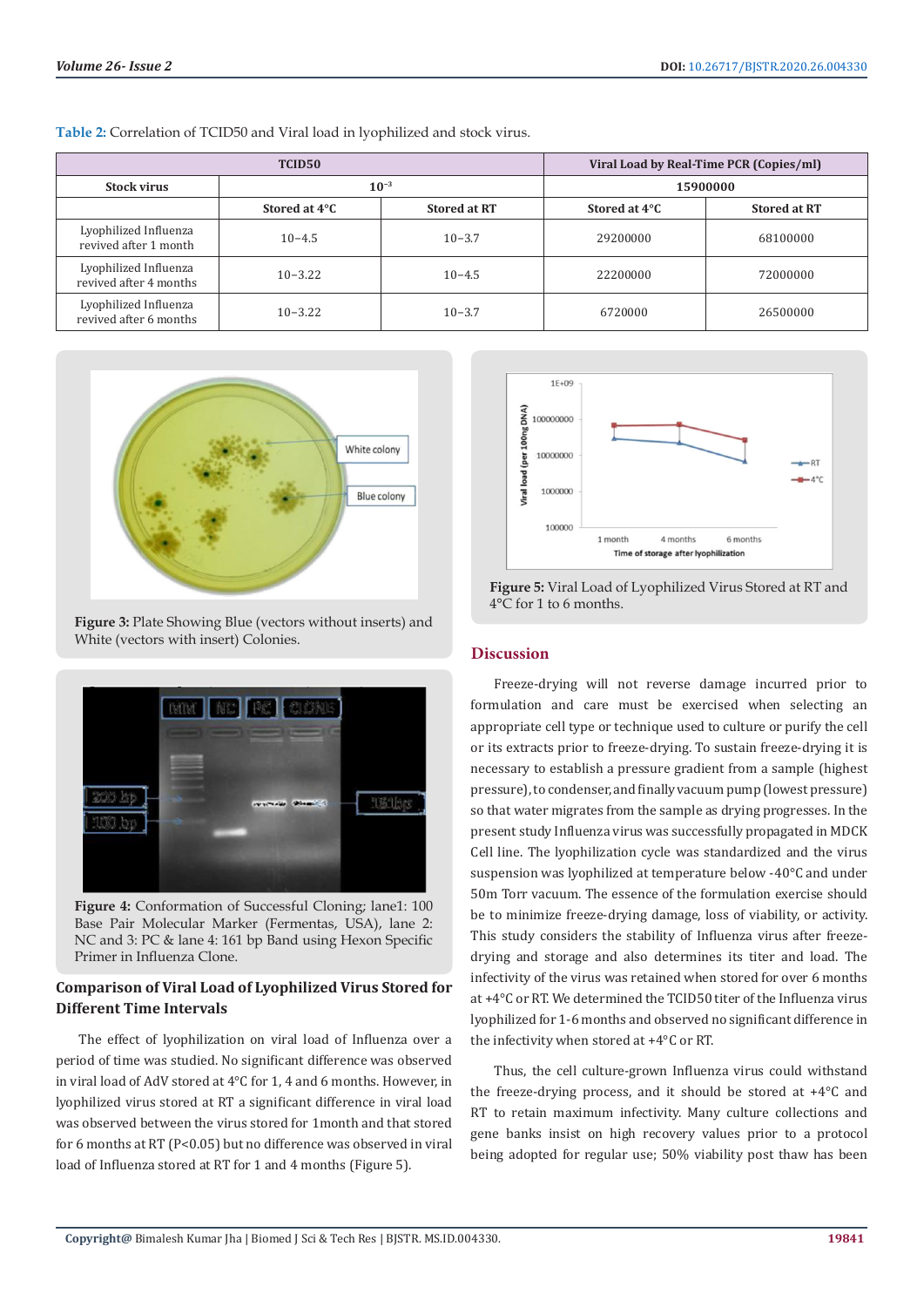**Table 2:** Correlation of TCID50 and Viral load in lyophilized and stock virus.

| TCID50 | | | Viral Load by Real-Time PCR (Copies/ml) | |
|---|---|---|---|---|
| Stock virus | $10^{-3}$ | | 15900000 | |
| | Stored at 4°C | Stored at RT | Stored at 4°C | Stored at RT |
| Lyophilized Influenza revived after 1 month | 10−4.5 | 10−3.7 | 29200000 | 68100000 |
| Lyophilized Influenza revived after 4 months | 10−3.22 | 10−4.5 | 22200000 | 72000000 |
| Lyophilized Influenza revived after 6 months | 10−3.22 | 10−3.7 | 6720000 | 26500000 |

**Figure 3:** Plate Showing Blue (vectors without inserts) and White (vectors with insert) Colonies.

**Figure 4:** Conformation of Successful Cloning; lane1: 100 Base Pair Molecular Marker (Fermentas, USA), lane 2: NC and 3: PC & lane 4: 161 bp Band using Hexon Specific Primer in Influenza Clone.

### Comparison of Viral Load of Lyophilized Virus Stored for Different Time Intervals

The effect of lyophilization on viral load of Influenza over a period of time was studied. No significant difference was observed in viral load of AdV stored at 4°C for 1, 4 and 6 months. However, in lyophilized virus stored at RT a significant difference in viral load was observed between the virus stored for 1month and that stored for 6 months at RT (P<0.05) but no difference was observed in viral load of Influenza stored at RT for 1 and 4 months (Figure 5).

**Figure 5:** Viral Load of Lyophilized Virus Stored at RT and 4°C for 1 to 6 months.

## Discussion

Freeze-drying will not reverse damage incurred prior to formulation and care must be exercised when selecting an appropriate cell type or technique used to culture or purify the cell or its extracts prior to freeze-drying. To sustain freeze-drying it is necessary to establish a pressure gradient from a sample (highest pressure), to condenser, and finally vacuum pump (lowest pressure) so that water migrates from the sample as drying progresses. In the present study Influenza virus was successfully propagated in MDCK Cell line. The lyophilization cycle was standardized and the virus suspension was lyophilized at temperature below -40°C and under 50m Torr vacuum. The essence of the formulation exercise should be to minimize freeze-drying damage, loss of viability, or activity. This study considers the stability of Influenza virus after freeze-drying and storage and also determines its titer and load. The infectivity of the virus was retained when stored for over 6 months at +4°C or RT. We determined the TCID50 titer of the Influenza virus lyophilized for 1-6 months and observed no significant difference in the infectivity when stored at +4°C or RT.

Thus, the cell culture-grown Influenza virus could withstand the freeze-drying process, and it should be stored at +4°C and RT to retain maximum infectivity. Many culture collections and gene banks insist on high recovery values prior to a protocol being adopted for regular use; 50% viability post thaw has been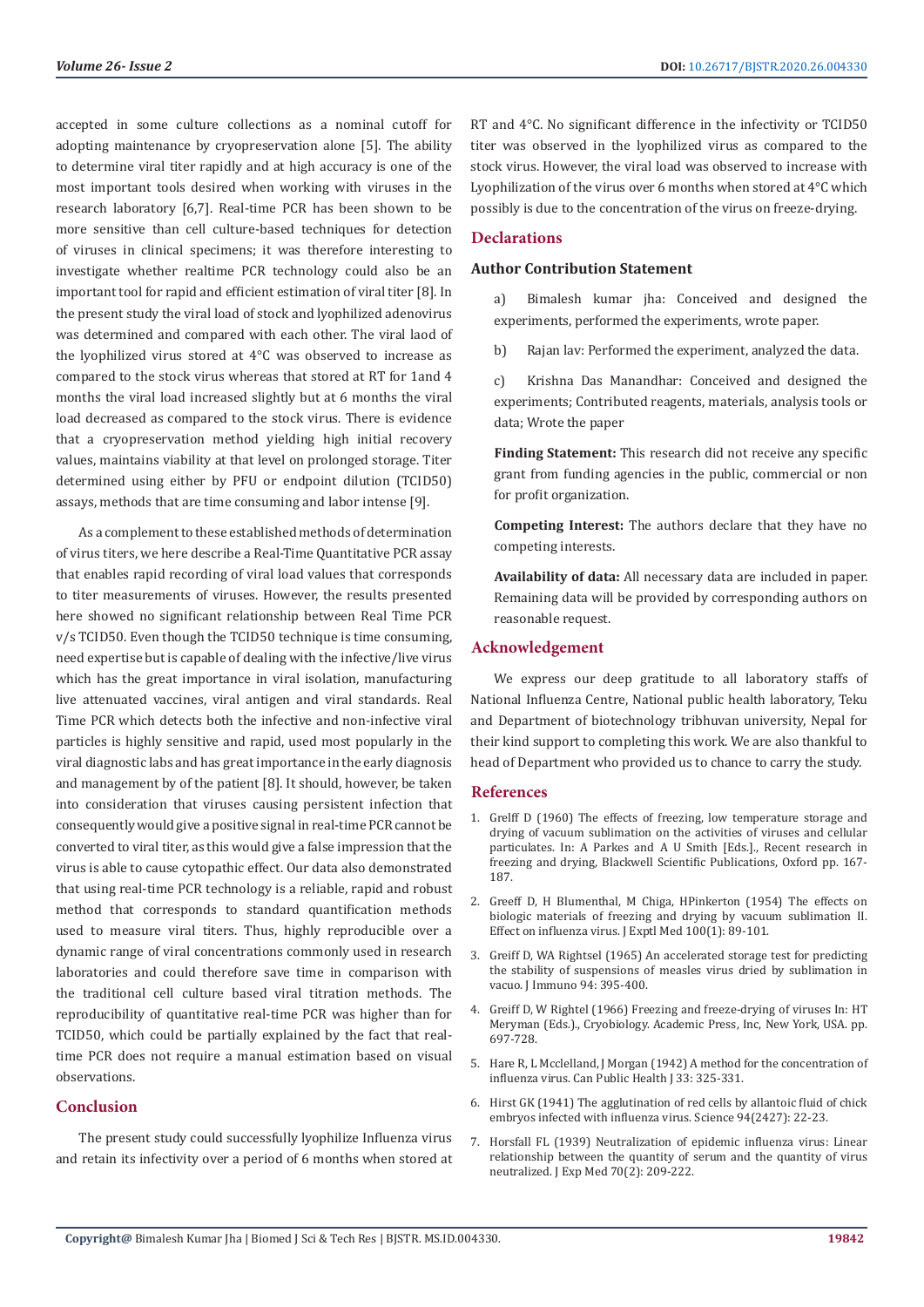accepted in some culture collections as a nominal cutoff for adopting maintenance by cryopreservation alone [5]. The ability to determine viral titer rapidly and at high accuracy is one of the most important tools desired when working with viruses in the research laboratory [6,7]. Real-time PCR has been shown to be more sensitive than cell culture-based techniques for detection of viruses in clinical specimens; it was therefore interesting to investigate whether realtime PCR technology could also be an important tool for rapid and efficient estimation of viral titer [8]. In the present study the viral load of stock and lyophilized adenovirus was determined and compared with each other. The viral laod of the lyophilized virus stored at 4°C was observed to increase as compared to the stock virus whereas that stored at RT for 1and 4 months the viral load increased slightly but at 6 months the viral load decreased as compared to the stock virus. There is evidence that a cryopreservation method yielding high initial recovery values, maintains viability at that level on prolonged storage. Titer determined using either by PFU or endpoint dilution (TCID50) assays, methods that are time consuming and labor intense [9].

As a complement to these established methods of determination of virus titers, we here describe a Real-Time Quantitative PCR assay that enables rapid recording of viral load values that corresponds to titer measurements of viruses. However, the results presented here showed no significant relationship between Real Time PCR v/s TCID50. Even though the TCID50 technique is time consuming, need expertise but is capable of dealing with the infective/live virus which has the great importance in viral isolation, manufacturing live attenuated vaccines, viral antigen and viral standards. Real Time PCR which detects both the infective and non-infective viral particles is highly sensitive and rapid, used most popularly in the viral diagnostic labs and has great importance in the early diagnosis and management by of the patient [8]. It should, however, be taken into consideration that viruses causing persistent infection that consequently would give a positive signal in real-time PCR cannot be converted to viral titer, as this would give a false impression that the virus is able to cause cytopathic effect. Our data also demonstrated that using real-time PCR technology is a reliable, rapid and robust method that corresponds to standard quantification methods used to measure viral titers. Thus, highly reproducible over a dynamic range of viral concentrations commonly used in research laboratories and could therefore save time in comparison with the traditional cell culture based viral titration methods. The reproducibility of quantitative real-time PCR was higher than for TCID50, which could be partially explained by the fact that real-time PCR does not require a manual estimation based on visual observations.

## Conclusion

The present study could successfully lyophilize Influenza virus and retain its infectivity over a period of 6 months when stored at RT and 4°C. No significant difference in the infectivity or TCID50 titer was observed in the lyophilized virus as compared to the stock virus. However, the viral load was observed to increase with Lyophilization of the virus over 6 months when stored at 4°C which possibly is due to the concentration of the virus on freeze-drying.

## Declarations

### Author Contribution Statement

a) Bimalesh kumar jha: Conceived and designed the experiments, performed the experiments, wrote paper.

b) Rajan lav: Performed the experiment, analyzed the data.

c) Krishna Das Manandhar: Conceived and designed the experiments; Contributed reagents, materials, analysis tools or data; Wrote the paper

**Finding Statement:** This research did not receive any specific grant from funding agencies in the public, commercial or non for profit organization.

**Competing Interest:** The authors declare that they have no competing interests.

**Availability of data:** All necessary data are included in paper. Remaining data will be provided by corresponding authors on reasonable request.

## Acknowledgement

We express our deep gratitude to all laboratory staffs of National Influenza Centre, National public health laboratory, Teku and Department of biotechnology tribhuvan university, Nepal for their kind support to completing this work. We are also thankful to head of Department who provided us to chance to carry the study.

## References

1. Grelff D (1960) The effects of freezing, low temperature storage and drying of vacuum sublimation on the activities of viruses and cellular particulates. In: A Parkes and A U Smith [Eds.]., Recent research in freezing and drying, Blackwell Scientific Publications, Oxford pp. 167-187.
2. Greeff D, H Blumenthal, M Chiga, HPinkerton (1954) The effects on biologic materials of freezing and drying by vacuum sublimation II. Effect on influenza virus. J Exptl Med 100(1): 89-101.
3. Greiff D, WA Rightsel (1965) An accelerated storage test for predicting the stability of suspensions of measles virus dried by sublimation in vacuo. J Immuno 94: 395-400.
4. Greiff D, W Rightel (1966) Freezing and freeze-drying of viruses In: HT Meryman (Eds.)., Cryobiology. Academic Press, Inc, New York, USA. pp. 697-728.
5. Hare R, L Mcclelland, J Morgan (1942) A method for the concentration of influenza virus. Can Public Health J 33: 325-331.
6. Hirst GK (1941) The agglutination of red cells by allantoic fluid of chick embryos infected with influenza virus. Science 94(2427): 22-23.
7. Horsfall FL (1939) Neutralization of epidemic influenza virus: Linear relationship between the quantity of serum and the quantity of virus neutralized. J Exp Med 70(2): 209-222.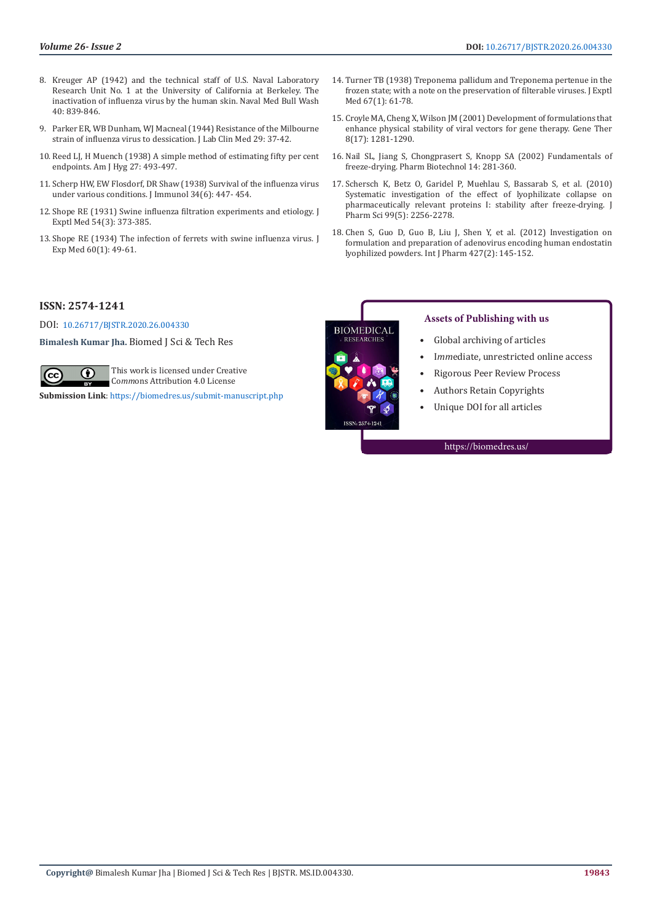8. Kreuger AP (1942) and the technical staff of U.S. Naval Laboratory Research Unit No. 1 at the University of California at Berkeley. The inactivation of influenza virus by the human skin. Naval Med Bull Wash 40: 839-846.

9. Parker ER, WB Dunham, WJ Macneal (1944) Resistance of the Milbourne strain of influenza virus to dessication. J Lab Clin Med 29: 37-42.

10. Reed LJ, H Muench (1938) A simple method of estimating fifty per cent endpoints. Am J Hyg 27: 493-497.

11. Scherp HW, EW Flosdorf, DR Shaw (1938) Survival of the influenza virus under various conditions. J Immunol 34(6): 447- 454.

12. Shope RE (1931) Swine influenza filtration experiments and etiology. J Exptl Med 54(3): 373-385.

13. Shope RE (1934) The infection of ferrets with swine influenza virus. J Exp Med 60(1): 49-61.

14. Turner TB (1938) Treponema pallidum and Treponema pertenue in the frozen state; with a note on the preservation of filterable viruses. J Exptl Med 67(1): 61-78.

15. Croyle MA, Cheng X, Wilson JM (2001) Development of formulations that enhance physical stability of viral vectors for gene therapy. Gene Ther 8(17): 1281-1290.

16. Nail SL, Jiang S, Chongprasert S, Knopp SA (2002) Fundamentals of freeze-drying. Pharm Biotechnol 14: 281-360.

17. Schersch K, Betz O, Garidel P, Muehlau S, Bassarab S, et al. (2010) Systematic investigation of the effect of lyophilizate collapse on pharmaceutically relevant proteins I: stability after freeze-drying. J Pharm Sci 99(5): 2256-2278.

18. Chen S, Guo D, Guo B, Liu J, Shen Y, et al. (2012) Investigation on formulation and preparation of adenovirus encoding human endostatin lyophilized powders. Int J Pharm 427(2): 145-152.

**ISSN: 2574-1241**

DOI: 10.26717/BJSTR.2020.26.004330

**Bimalesh Kumar Jha.** Biomed J Sci & Tech Res

This work is licensed under Creative Commons Attribution 4.0 License

**Submission Link**: https://biomedres.us/submit-manuscript.php

**Assets of Publishing with us**

- Global archiving of articles
- Immediate, unrestricted online access
- Rigorous Peer Review Process
- Authors Retain Copyrights
- Unique DOI for all articles

https://biomedres.us/